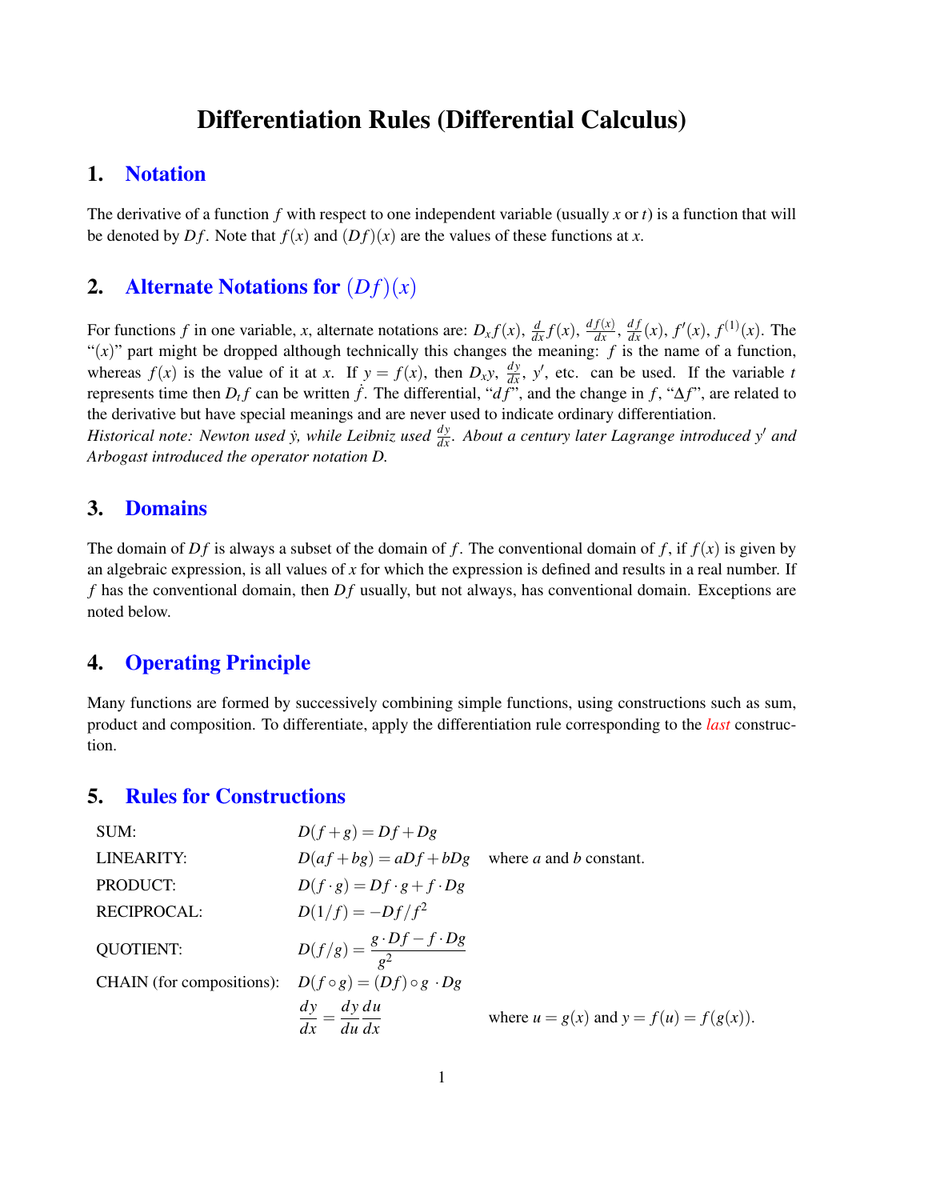# Differentiation Rules (Differential Calculus)

## 1. Notation

The derivative of a function $f$ with respect to one independent variable (usually $x$ or $t$) is a function that will be denoted by $Df$. Note that $f(x)$ and $(Df)(x)$ are the values of these functions at $x$.

## 2. Alternate Notations for $(Df)(x)$

For functions $f$ in one variable, $x$, alternate notations are: $D_x f(x)$, $\frac{d}{dx}f(x)$, $\frac{df(x)}{dx}$, $\frac{df}{dx}(x)$, $f'(x)$, $f^{(1)}(x)$. The "$(x)$" part might be dropped although technically this changes the meaning: $f$ is the name of a function, whereas $f(x)$ is the value of it at $x$. If $y = f(x)$, then $D_x y$, $\frac{dy}{dx}$, $y'$, etc. can be used. If the variable $t$ represents time then $D_t f$ can be written $\dot{f}$. The differential, "$df$", and the change in $f$, "$\Delta f$", are related to the derivative but have special meanings and are never used to indicate ordinary differentiation.

*Historical note: Newton used $\dot{y}$, while Leibniz used $\frac{dy}{dx}$. About a century later Lagrange introduced $y'$ and Arbogast introduced the operator notation $D$.*

## 3. Domains

The domain of $Df$ is always a subset of the domain of $f$. The conventional domain of $f$, if $f(x)$ is given by an algebraic expression, is all values of $x$ for which the expression is defined and results in a real number. If $f$ has the conventional domain, then $Df$ usually, but not always, has conventional domain. Exceptions are noted below.

## 4. Operating Principle

Many functions are formed by successively combining simple functions, using constructions such as sum, product and composition. To differentiate, apply the differentiation rule corresponding to the *last* construction.

## 5. Rules for Constructions

| | | |
|---|---|---|
| SUM: | $D(f+g) = Df + Dg$ | |
| LINEARITY: | $D(af+bg) = aDf + bDg$ | where $a$ and $b$ constant. |
| PRODUCT: | $D(f \cdot g) = Df \cdot g + f \cdot Dg$ | |
| RECIPROCAL: | $D(1/f) = -Df/f^2$ | |
| QUOTIENT: | $D(f/g) = \dfrac{g \cdot Df - f \cdot Dg}{g^2}$ | |
| CHAIN (for compositions): | $D(f \circ g) = (Df) \circ g \cdot Dg$ | |
| | $\dfrac{dy}{dx} = \dfrac{dy}{du}\dfrac{du}{dx}$ | where $u = g(x)$ and $y = f(u) = f(g(x))$. |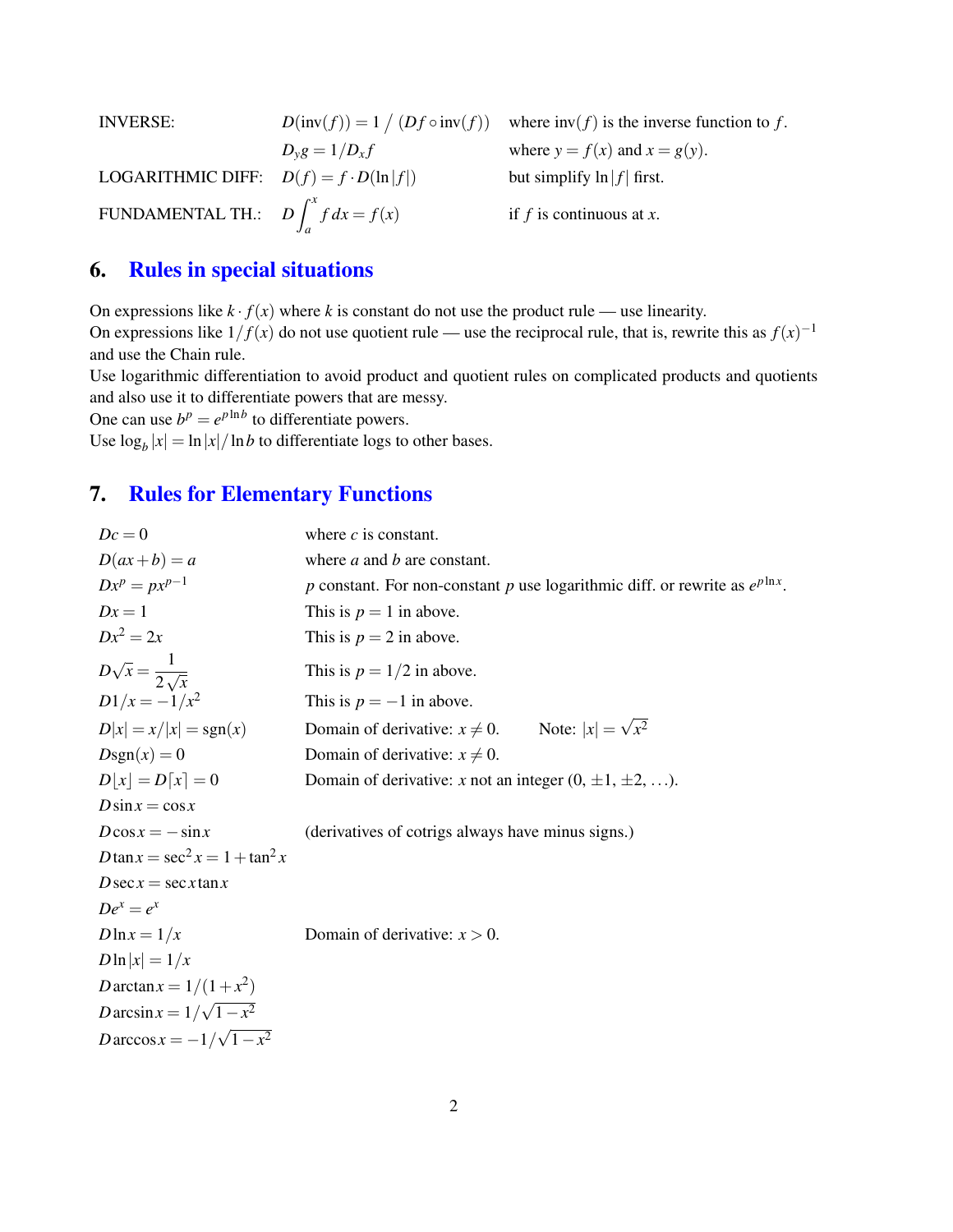| | | |
|---|---|---|
| INVERSE: | $D(\text{inv}(f)) = 1 \big/ (Df \circ \text{inv}(f))$ | where $\text{inv}(f)$ is the inverse function to $f$. |
| | $D_y g = 1/D_x f$ | where $y = f(x)$ and $x = g(y)$. |
| LOGARITHMIC DIFF: | $D(f) = f \cdot D(\ln\lvert f\rvert)$ | but simplify $\ln\lvert f\rvert$ first. |
| FUNDAMENTAL TH.: | $D\displaystyle\int_a^x f\,dx = f(x)$ | if $f$ is continuous at $x$. |

## 6. Rules in special situations

On expressions like $k \cdot f(x)$ where $k$ is constant do not use the product rule — use linearity.
On expressions like $1/f(x)$ do not use quotient rule — use the reciprocal rule, that is, rewrite this as $f(x)^{-1}$ and use the Chain rule.
Use logarithmic differentiation to avoid product and quotient rules on complicated products and quotients and also use it to differentiate powers that are messy.
One can use $b^p = e^{p \ln b}$ to differentiate powers.
Use $\log_b |x| = \ln|x|/\ln b$ to differentiate logs to other bases.

## 7. Rules for Elementary Functions

| | |
|---|---|
| $Dc = 0$ | where $c$ is constant. |
| $D(ax+b) = a$ | where $a$ and $b$ are constant. |
| $Dx^p = px^{p-1}$ | $p$ constant. For non-constant $p$ use logarithmic diff. or rewrite as $e^{p\ln x}$. |
| $Dx = 1$ | This is $p = 1$ in above. |
| $Dx^2 = 2x$ | This is $p = 2$ in above. |
| $D\sqrt{x} = \dfrac{1}{2\sqrt{x}}$ | This is $p = 1/2$ in above. |
| $D1/x = -1/x^2$ | This is $p = -1$ in above. |
| $D\lvert x\rvert = x/\lvert x\rvert = \text{sgn}(x)$ | Domain of derivative: $x \neq 0$. Note: $\lvert x\rvert = \sqrt{x^2}$ |
| $D\text{sgn}(x) = 0$ | Domain of derivative: $x \neq 0$. |
| $D\lfloor x\rfloor = D\lceil x\rceil = 0$ | Domain of derivative: $x$ not an integer ($0, \pm1, \pm2, \ldots$). |
| $D\sin x = \cos x$ | |
| $D\cos x = -\sin x$ | (derivatives of cotrigs always have minus signs.) |
| $D\tan x = \sec^2 x = 1 + \tan^2 x$ | |
| $D\sec x = \sec x \tan x$ | |
| $De^x = e^x$ | |
| $D\ln x = 1/x$ | Domain of derivative: $x > 0$. |
| $D\ln\lvert x\rvert = 1/x$ | |
| $D\arctan x = 1/(1+x^2)$ | |
| $D\arcsin x = 1/\sqrt{1-x^2}$ | |
| $D\arccos x = -1/\sqrt{1-x^2}$ | |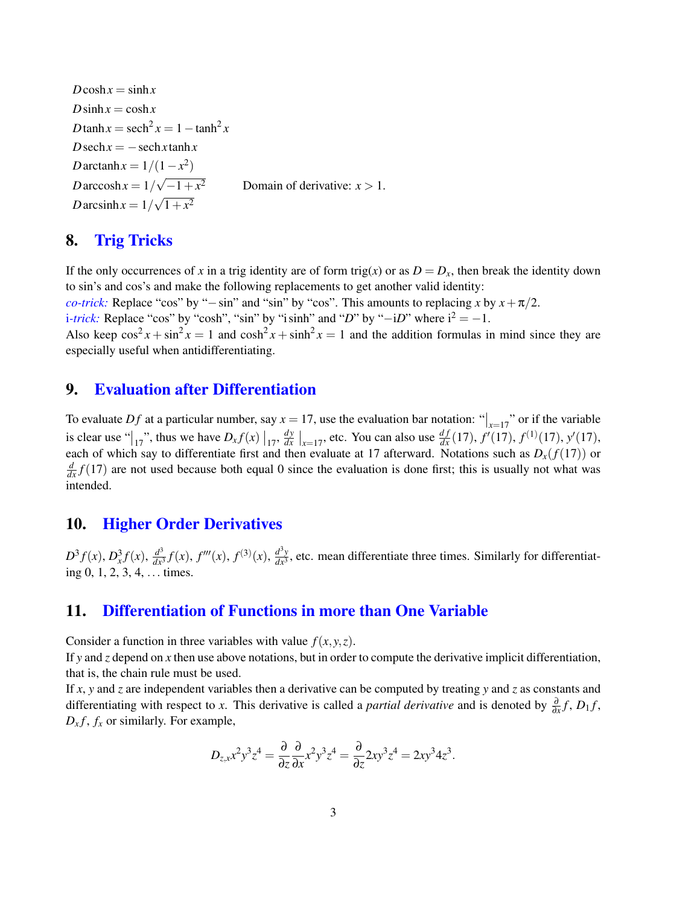$D\cosh x = \sinh x$
$D\sinh x = \cosh x$
$D\tanh x = \operatorname{sech}^2 x = 1 - \tanh^2 x$
$D\operatorname{sech} x = -\operatorname{sech} x \tanh x$
$D\operatorname{arctanh} x = 1/(1-x^2)$
$D\operatorname{arccosh} x = 1/\sqrt{-1+x^2}$ Domain of derivative: $x > 1$.
$D\operatorname{arcsinh} x = 1/\sqrt{1+x^2}$

## 8. Trig Tricks

If the only occurrences of $x$ in a trig identity are of form trig($x$) or as $D = D_x$, then break the identity down to sin's and cos's and make the following replacements to get another valid identity:
*co-trick:* Replace "cos" by "$-$sin" and "sin" by "cos". This amounts to replacing $x$ by $x + \pi/2$.
i*-trick:* Replace "cos" by "cosh", "sin" by "i sinh" and "$D$" by "$-\mathrm{i}D$" where $\mathrm{i}^2 = -1$.
Also keep $\cos^2 x + \sin^2 x = 1$ and $\cosh^2 x + \sinh^2 x = 1$ and the addition formulas in mind since they are especially useful when antidifferentiating.

## 9. Evaluation after Differentiation

To evaluate $Df$ at a particular number, say $x = 17$, use the evaluation bar notation: "$\big|_{x=17}$" or if the variable is clear use "$\big|_{17}$", thus we have $D_x f(x)\,\big|_{17}$, $\frac{dy}{dx}\,\big|_{x=17}$, etc. You can also use $\frac{df}{dx}(17)$, $f'(17)$, $f^{(1)}(17)$, $y'(17)$, each of which say to differentiate first and then evaluate at 17 afterward. Notations such as $D_x(f(17))$ or $\frac{d}{dx}f(17)$ are not used because both equal 0 since the evaluation is done first; this is usually not what was intended.

## 10. Higher Order Derivatives

$D^3 f(x)$, $D_x^3 f(x)$, $\frac{d^3}{dx^3}f(x)$, $f'''(x)$, $f^{(3)}(x)$, $\frac{d^3y}{dx^3}$, etc. mean differentiate three times. Similarly for differentiating 0, 1, 2, 3, 4, ... times.

## 11. Differentiation of Functions in more than One Variable

Consider a function in three variables with value $f(x,y,z)$.
If $y$ and $z$ depend on $x$ then use above notations, but in order to compute the derivative implicit differentiation, that is, the chain rule must be used.
If $x$, $y$ and $z$ are independent variables then a derivative can be computed by treating $y$ and $z$ as constants and differentiating with respect to $x$. This derivative is called a *partial derivative* and is denoted by $\frac{\partial}{\partial x}f$, $D_1 f$, $D_x f$, $f_x$ or similarly. For example,

$$D_{z,x} x^2 y^3 z^4 = \frac{\partial}{\partial z}\frac{\partial}{\partial x} x^2 y^3 z^4 = \frac{\partial}{\partial z} 2xy^3 z^4 = 2xy^3 4z^3.$$